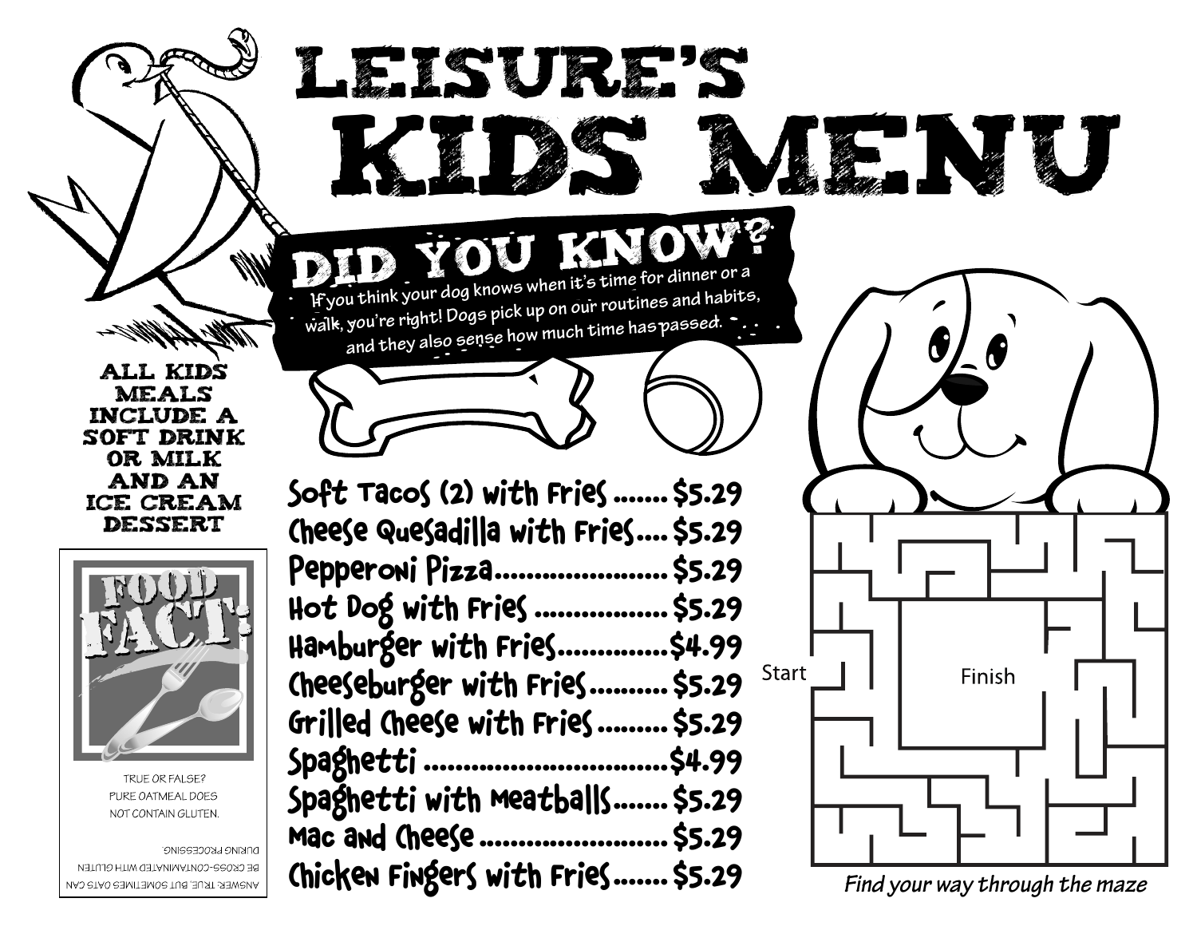# LEISURE'S KIDS MENU

## DID YOU KNOW?

If you think your dog knows when it's time for dinner or a walk, you're right! Dogs pick up on our routines and habits, and they also sense how much time has passed.

**ALL KIDS MEALS INCLUDE A SOFT DRINK OR MILK AND AN ICE CREAM DESSERT**

| Item | Price |
| --- | --- |
| Soft Tacos (2) with Fries | $5.29 |
| Cheese Quesadilla with Fries | $5.29 |
| Pepperoni Pizza | $5.29 |
| Hot Dog with Fries | $5.29 |
| Hamburger with Fries | $4.99 |
| Cheeseburger with Fries | $5.29 |
| Grilled Cheese with Fries | $5.29 |
| Spaghetti | $4.99 |
| Spaghetti with Meatballs | $5.29 |
| Mac and Cheese | $5.29 |
| Chicken Fingers with Fries | $5.29 |

## FOOD FACT:

TRUE OR FALSE?
PURE OATMEAL DOES NOT CONTAIN GLUTEN.

ANSWER: TRUE, BUT SOMETIMES OATS CAN BE CROSS-CONTAMINATED WITH GLUTEN DURING PROCESSING.

Start

Finish

*Find your way through the maze*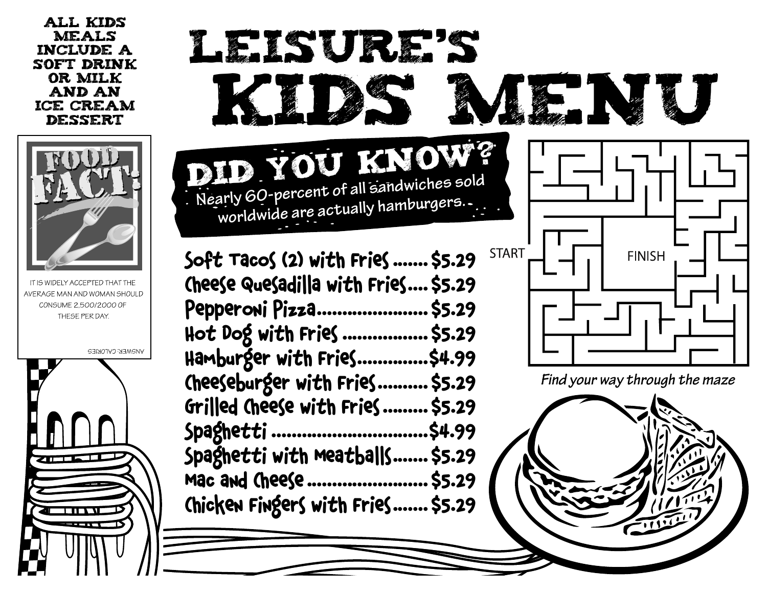ALL KIDS MEALS INCLUDE A SOFT DRINK OR MILK AND AN ICE CREAM DESSERT

# LEISURE'S KIDS MENU

## FOOD FACT!

IT IS WIDELY ACCEPTED THAT THE AVERAGE MAN AND WOMAN SHOULD CONSUME 2,500/2000 OF THESE PER DAY.

ANSWER: CALORIES

## DID YOU KNOW?

Nearly 60-percent of all sandwiches sold worldwide are actually hamburgers.

| Item | Price |
|---|---|
| Soft Tacos (2) with Fries | $5.29 |
| Cheese Quesadilla with Fries | $5.29 |
| Pepperoni Pizza | $5.29 |
| Hot Dog with Fries | $5.29 |
| Hamburger with Fries | $4.99 |
| Cheeseburger with Fries | $5.29 |
| Grilled Cheese with Fries | $5.29 |
| Spaghetti | $4.99 |
| Spaghetti with Meatballs | $5.29 |
| Mac and Cheese | $5.29 |
| Chicken Fingers with Fries | $5.29 |

START

FINISH

*Find your way through the maze*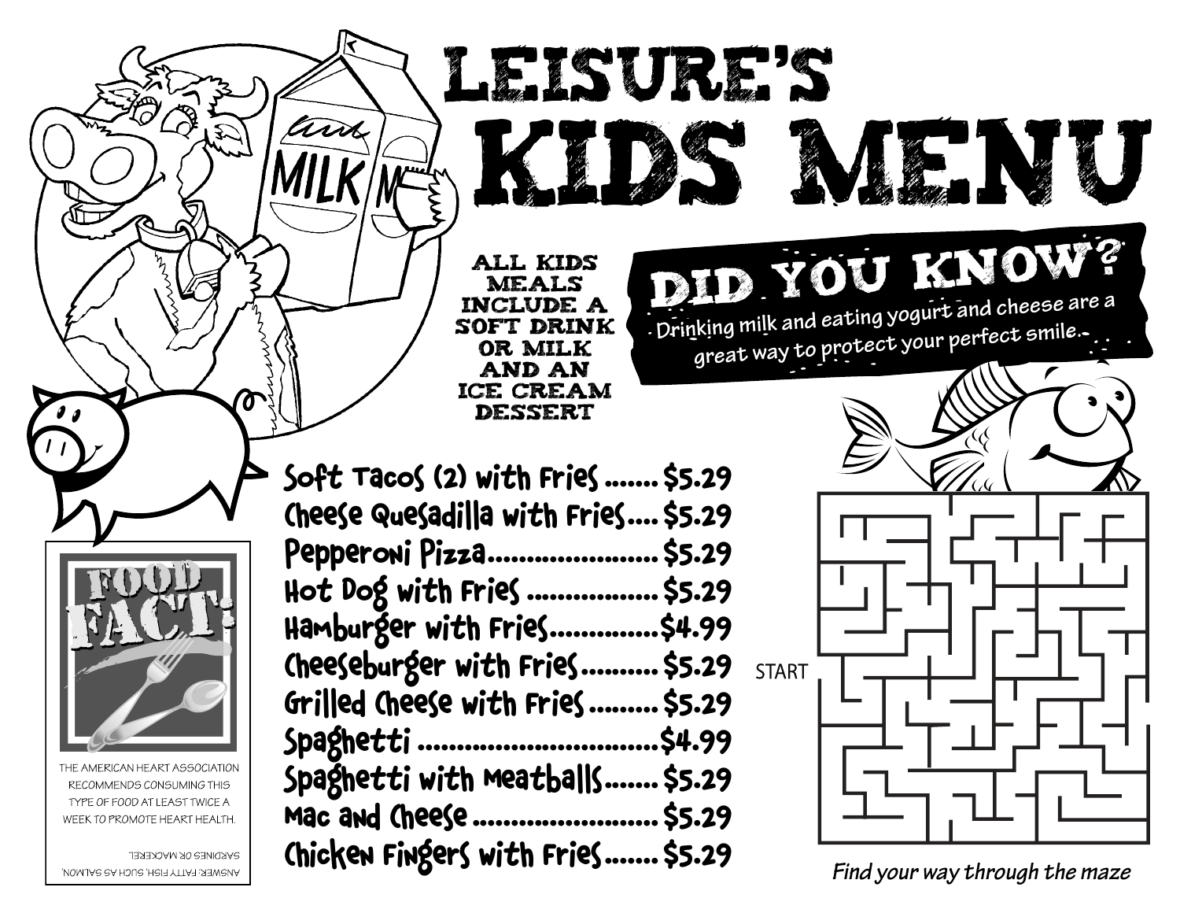# LEISURE'S KIDS MENU

ALL KIDS MEALS INCLUDE A SOFT DRINK OR MILK AND AN ICE CREAM DESSERT

## DID YOU KNOW?

Drinking milk and eating yogurt and cheese are a great way to protect your perfect smile.

| | |
|---|---|
| Soft Tacos (2) with Fries | $5.29 |
| Cheese Quesadilla with Fries | $5.29 |
| Pepperoni Pizza | $5.29 |
| Hot Dog with Fries | $5.29 |
| Hamburger with Fries | $4.99 |
| Cheeseburger with Fries | $5.29 |
| Grilled Cheese with Fries | $5.29 |
| Spaghetti | $4.99 |
| Spaghetti with Meatballs | $5.29 |
| Mac and Cheese | $5.29 |
| Chicken Fingers with Fries | $5.29 |

## FOOD FACT:

THE AMERICAN HEART ASSOCIATION RECOMMENDS CONSUMING THIS TYPE OF FOOD AT LEAST TWICE A WEEK TO PROMOTE HEART HEALTH.

ANSWER: FATTY FISH, SUCH AS SALMON, SARDINES OR MACKEREL

START

*Find your way through the maze*